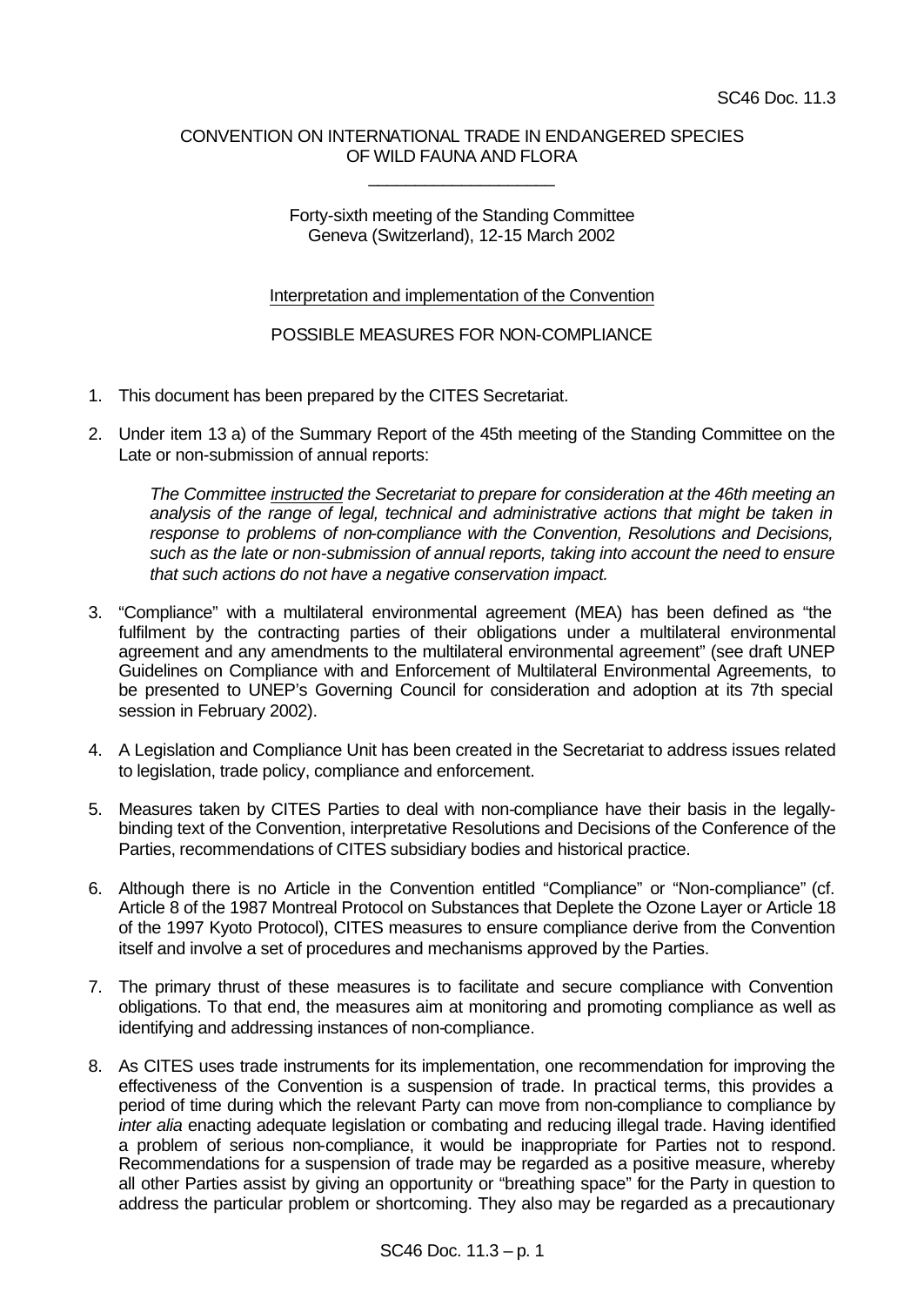SC46 Doc. 11.3

CONVENTION ON INTERNATIONAL TRADE IN ENDANGERED SPECIES OF WILD FAUNA AND FLORA

\_\_\_\_\_\_\_\_\_\_\_\_\_\_\_\_\_\_\_\_

Forty-sixth meeting of the Standing Committee
Geneva (Switzerland), 12-15 March 2002

Interpretation and implementation of the Convention

POSSIBLE MEASURES FOR NON-COMPLIANCE

1. This document has been prepared by the CITES Secretariat.

2. Under item 13 a) of the Summary Report of the 45th meeting of the Standing Committee on the Late or non-submission of annual reports:

   *The Committee instructed the Secretariat to prepare for consideration at the 46th meeting an analysis of the range of legal, technical and administrative actions that might be taken in response to problems of non-compliance with the Convention, Resolutions and Decisions, such as the late or non-submission of annual reports, taking into account the need to ensure that such actions do not have a negative conservation impact.*

3. "Compliance" with a multilateral environmental agreement (MEA) has been defined as "the fulfilment by the contracting parties of their obligations under a multilateral environmental agreement and any amendments to the multilateral environmental agreement" (see draft UNEP Guidelines on Compliance with and Enforcement of Multilateral Environmental Agreements, to be presented to UNEP's Governing Council for consideration and adoption at its 7th special session in February 2002).

4. A Legislation and Compliance Unit has been created in the Secretariat to address issues related to legislation, trade policy, compliance and enforcement.

5. Measures taken by CITES Parties to deal with non-compliance have their basis in the legally-binding text of the Convention, interpretative Resolutions and Decisions of the Conference of the Parties, recommendations of CITES subsidiary bodies and historical practice.

6. Although there is no Article in the Convention entitled "Compliance" or "Non-compliance" (cf. Article 8 of the 1987 Montreal Protocol on Substances that Deplete the Ozone Layer or Article 18 of the 1997 Kyoto Protocol), CITES measures to ensure compliance derive from the Convention itself and involve a set of procedures and mechanisms approved by the Parties.

7. The primary thrust of these measures is to facilitate and secure compliance with Convention obligations. To that end, the measures aim at monitoring and promoting compliance as well as identifying and addressing instances of non-compliance.

8. As CITES uses trade instruments for its implementation, one recommendation for improving the effectiveness of the Convention is a suspension of trade. In practical terms, this provides a period of time during which the relevant Party can move from non-compliance to compliance by *inter alia* enacting adequate legislation or combating and reducing illegal trade. Having identified a problem of serious non-compliance, it would be inappropriate for Parties not to respond. Recommendations for a suspension of trade may be regarded as a positive measure, whereby all other Parties assist by giving an opportunity or "breathing space" for the Party in question to address the particular problem or shortcoming. They also may be regarded as a precautionary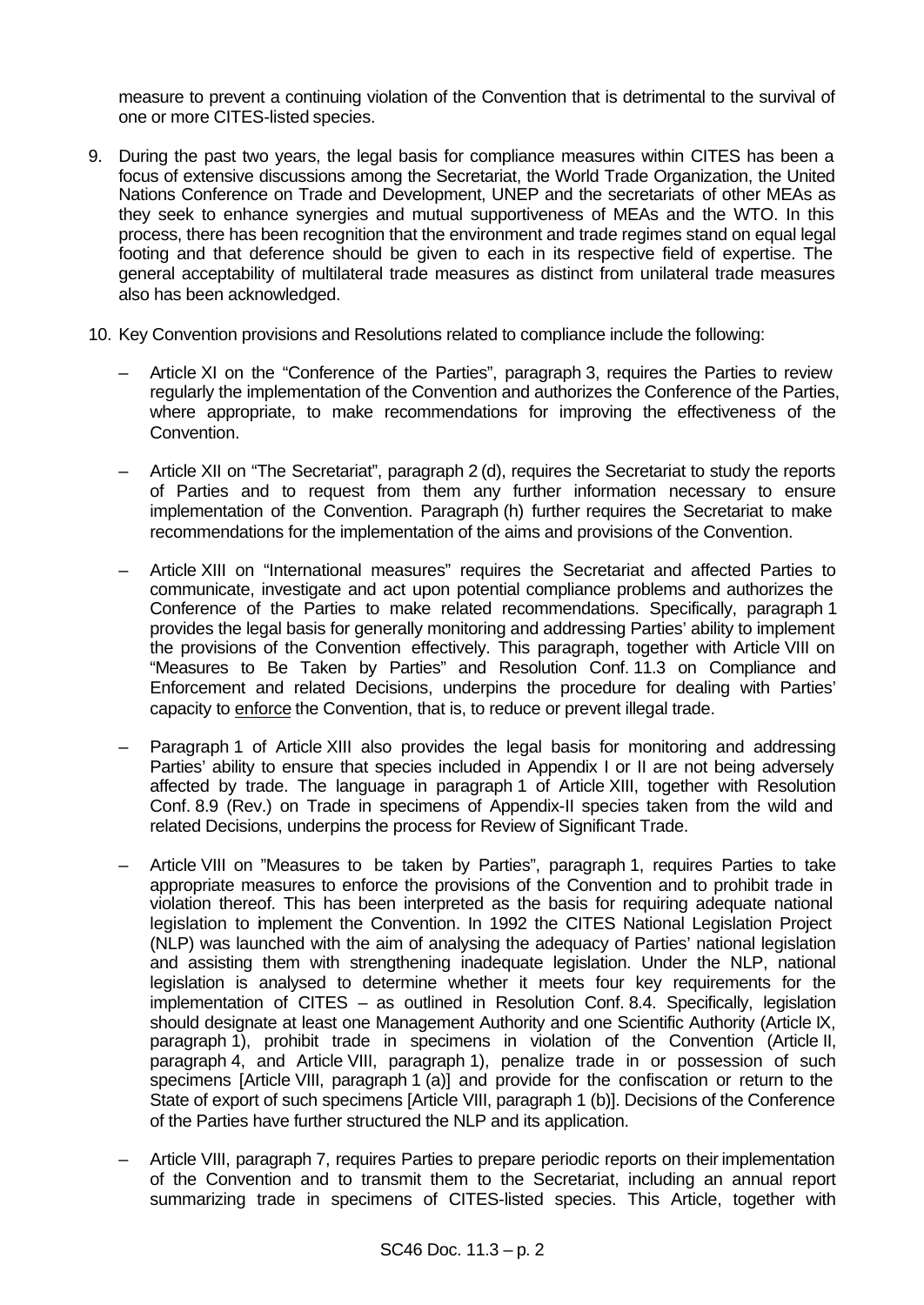measure to prevent a continuing violation of the Convention that is detrimental to the survival of one or more CITES-listed species.

9. During the past two years, the legal basis for compliance measures within CITES has been a focus of extensive discussions among the Secretariat, the World Trade Organization, the United Nations Conference on Trade and Development, UNEP and the secretariats of other MEAs as they seek to enhance synergies and mutual supportiveness of MEAs and the WTO. In this process, there has been recognition that the environment and trade regimes stand on equal legal footing and that deference should be given to each in its respective field of expertise. The general acceptability of multilateral trade measures as distinct from unilateral trade measures also has been acknowledged.

10. Key Convention provisions and Resolutions related to compliance include the following:

   – Article XI on the "Conference of the Parties", paragraph 3, requires the Parties to review regularly the implementation of the Convention and authorizes the Conference of the Parties, where appropriate, to make recommendations for improving the effectiveness of the Convention.

   – Article XII on "The Secretariat", paragraph 2 (d), requires the Secretariat to study the reports of Parties and to request from them any further information necessary to ensure implementation of the Convention. Paragraph (h) further requires the Secretariat to make recommendations for the implementation of the aims and provisions of the Convention.

   – Article XIII on "International measures" requires the Secretariat and affected Parties to communicate, investigate and act upon potential compliance problems and authorizes the Conference of the Parties to make related recommendations. Specifically, paragraph 1 provides the legal basis for generally monitoring and addressing Parties' ability to implement the provisions of the Convention effectively. This paragraph, together with Article VIII on "Measures to Be Taken by Parties" and Resolution Conf. 11.3 on Compliance and Enforcement and related Decisions, underpins the procedure for dealing with Parties' capacity to <u>enforce</u> the Convention, that is, to reduce or prevent illegal trade.

   – Paragraph 1 of Article XIII also provides the legal basis for monitoring and addressing Parties' ability to ensure that species included in Appendix I or II are not being adversely affected by trade. The language in paragraph 1 of Article XIII, together with Resolution Conf. 8.9 (Rev.) on Trade in specimens of Appendix-II species taken from the wild and related Decisions, underpins the process for Review of Significant Trade.

   – Article VIII on "Measures to be taken by Parties", paragraph 1, requires Parties to take appropriate measures to enforce the provisions of the Convention and to prohibit trade in violation thereof. This has been interpreted as the basis for requiring adequate national legislation to implement the Convention. In 1992 the CITES National Legislation Project (NLP) was launched with the aim of analysing the adequacy of Parties' national legislation and assisting them with strengthening inadequate legislation. Under the NLP, national legislation is analysed to determine whether it meets four key requirements for the implementation of CITES – as outlined in Resolution Conf. 8.4. Specifically, legislation should designate at least one Management Authority and one Scientific Authority (Article IX, paragraph 1), prohibit trade in specimens in violation of the Convention (Article II, paragraph 4, and Article VIII, paragraph 1), penalize trade in or possession of such specimens [Article VIII, paragraph 1 (a)] and provide for the confiscation or return to the State of export of such specimens [Article VIII, paragraph 1 (b)]. Decisions of the Conference of the Parties have further structured the NLP and its application.

   – Article VIII, paragraph 7, requires Parties to prepare periodic reports on their implementation of the Convention and to transmit them to the Secretariat, including an annual report summarizing trade in specimens of CITES-listed species. This Article, together with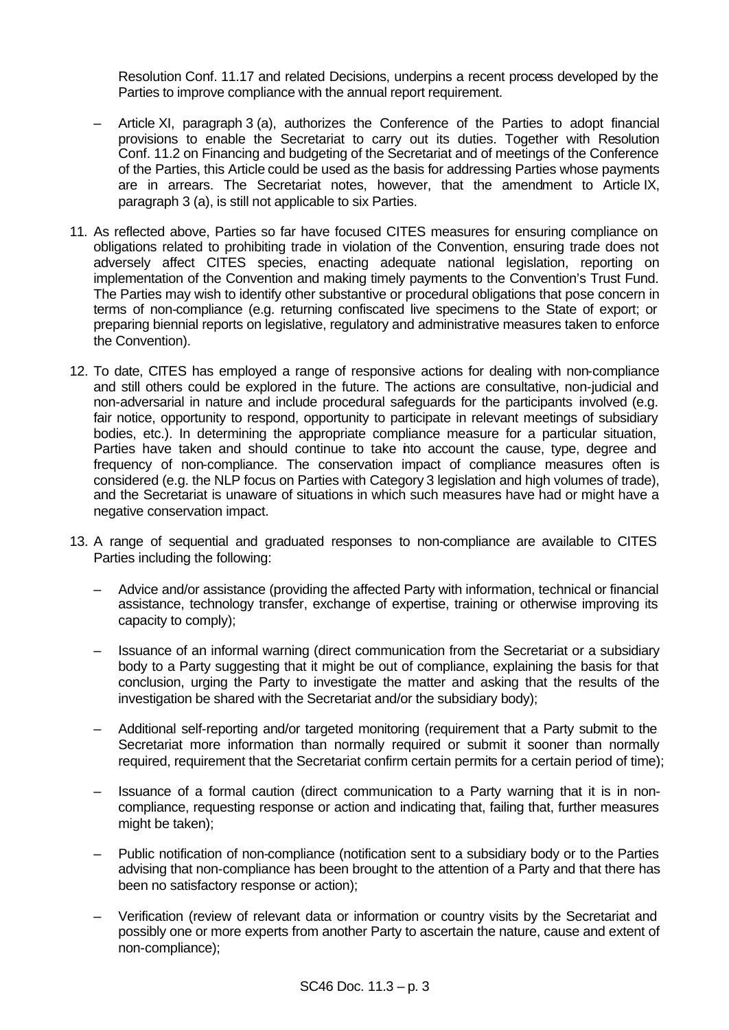Resolution Conf. 11.17 and related Decisions, underpins a recent process developed by the Parties to improve compliance with the annual report requirement.

– Article XI, paragraph 3 (a), authorizes the Conference of the Parties to adopt financial provisions to enable the Secretariat to carry out its duties. Together with Resolution Conf. 11.2 on Financing and budgeting of the Secretariat and of meetings of the Conference of the Parties, this Article could be used as the basis for addressing Parties whose payments are in arrears. The Secretariat notes, however, that the amendment to Article IX, paragraph 3 (a), is still not applicable to six Parties.

11. As reflected above, Parties so far have focused CITES measures for ensuring compliance on obligations related to prohibiting trade in violation of the Convention, ensuring trade does not adversely affect CITES species, enacting adequate national legislation, reporting on implementation of the Convention and making timely payments to the Convention's Trust Fund. The Parties may wish to identify other substantive or procedural obligations that pose concern in terms of non-compliance (e.g. returning confiscated live specimens to the State of export; or preparing biennial reports on legislative, regulatory and administrative measures taken to enforce the Convention).

12. To date, CITES has employed a range of responsive actions for dealing with non-compliance and still others could be explored in the future. The actions are consultative, non-judicial and non-adversarial in nature and include procedural safeguards for the participants involved (e.g. fair notice, opportunity to respond, opportunity to participate in relevant meetings of subsidiary bodies, etc.). In determining the appropriate compliance measure for a particular situation, Parties have taken and should continue to take into account the cause, type, degree and frequency of non-compliance. The conservation impact of compliance measures often is considered (e.g. the NLP focus on Parties with Category 3 legislation and high volumes of trade), and the Secretariat is unaware of situations in which such measures have had or might have a negative conservation impact.

13. A range of sequential and graduated responses to non-compliance are available to CITES Parties including the following:

   – Advice and/or assistance (providing the affected Party with information, technical or financial assistance, technology transfer, exchange of expertise, training or otherwise improving its capacity to comply);

   – Issuance of an informal warning (direct communication from the Secretariat or a subsidiary body to a Party suggesting that it might be out of compliance, explaining the basis for that conclusion, urging the Party to investigate the matter and asking that the results of the investigation be shared with the Secretariat and/or the subsidiary body);

   – Additional self-reporting and/or targeted monitoring (requirement that a Party submit to the Secretariat more information than normally required or submit it sooner than normally required, requirement that the Secretariat confirm certain permits for a certain period of time);

   – Issuance of a formal caution (direct communication to a Party warning that it is in non-compliance, requesting response or action and indicating that, failing that, further measures might be taken);

   – Public notification of non-compliance (notification sent to a subsidiary body or to the Parties advising that non-compliance has been brought to the attention of a Party and that there has been no satisfactory response or action);

   – Verification (review of relevant data or information or country visits by the Secretariat and possibly one or more experts from another Party to ascertain the nature, cause and extent of non-compliance);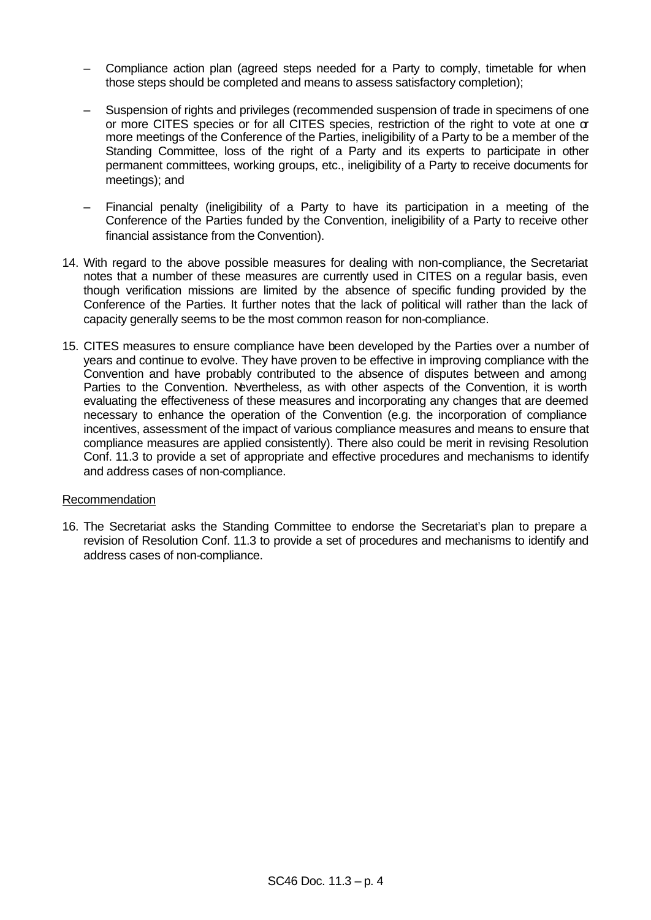- Compliance action plan (agreed steps needed for a Party to comply, timetable for when those steps should be completed and means to assess satisfactory completion);

- Suspension of rights and privileges (recommended suspension of trade in specimens of one or more CITES species or for all CITES species, restriction of the right to vote at one or more meetings of the Conference of the Parties, ineligibility of a Party to be a member of the Standing Committee, loss of the right of a Party and its experts to participate in other permanent committees, working groups, etc., ineligibility of a Party to receive documents for meetings); and

- Financial penalty (ineligibility of a Party to have its participation in a meeting of the Conference of the Parties funded by the Convention, ineligibility of a Party to receive other financial assistance from the Convention).

14. With regard to the above possible measures for dealing with non-compliance, the Secretariat notes that a number of these measures are currently used in CITES on a regular basis, even though verification missions are limited by the absence of specific funding provided by the Conference of the Parties. It further notes that the lack of political will rather than the lack of capacity generally seems to be the most common reason for non-compliance.

15. CITES measures to ensure compliance have been developed by the Parties over a number of years and continue to evolve. They have proven to be effective in improving compliance with the Convention and have probably contributed to the absence of disputes between and among Parties to the Convention. Nevertheless, as with other aspects of the Convention, it is worth evaluating the effectiveness of these measures and incorporating any changes that are deemed necessary to enhance the operation of the Convention (e.g. the incorporation of compliance incentives, assessment of the impact of various compliance measures and means to ensure that compliance measures are applied consistently). There also could be merit in revising Resolution Conf. 11.3 to provide a set of appropriate and effective procedures and mechanisms to identify and address cases of non-compliance.

Recommendation

16. The Secretariat asks the Standing Committee to endorse the Secretariat's plan to prepare a revision of Resolution Conf. 11.3 to provide a set of procedures and mechanisms to identify and address cases of non-compliance.